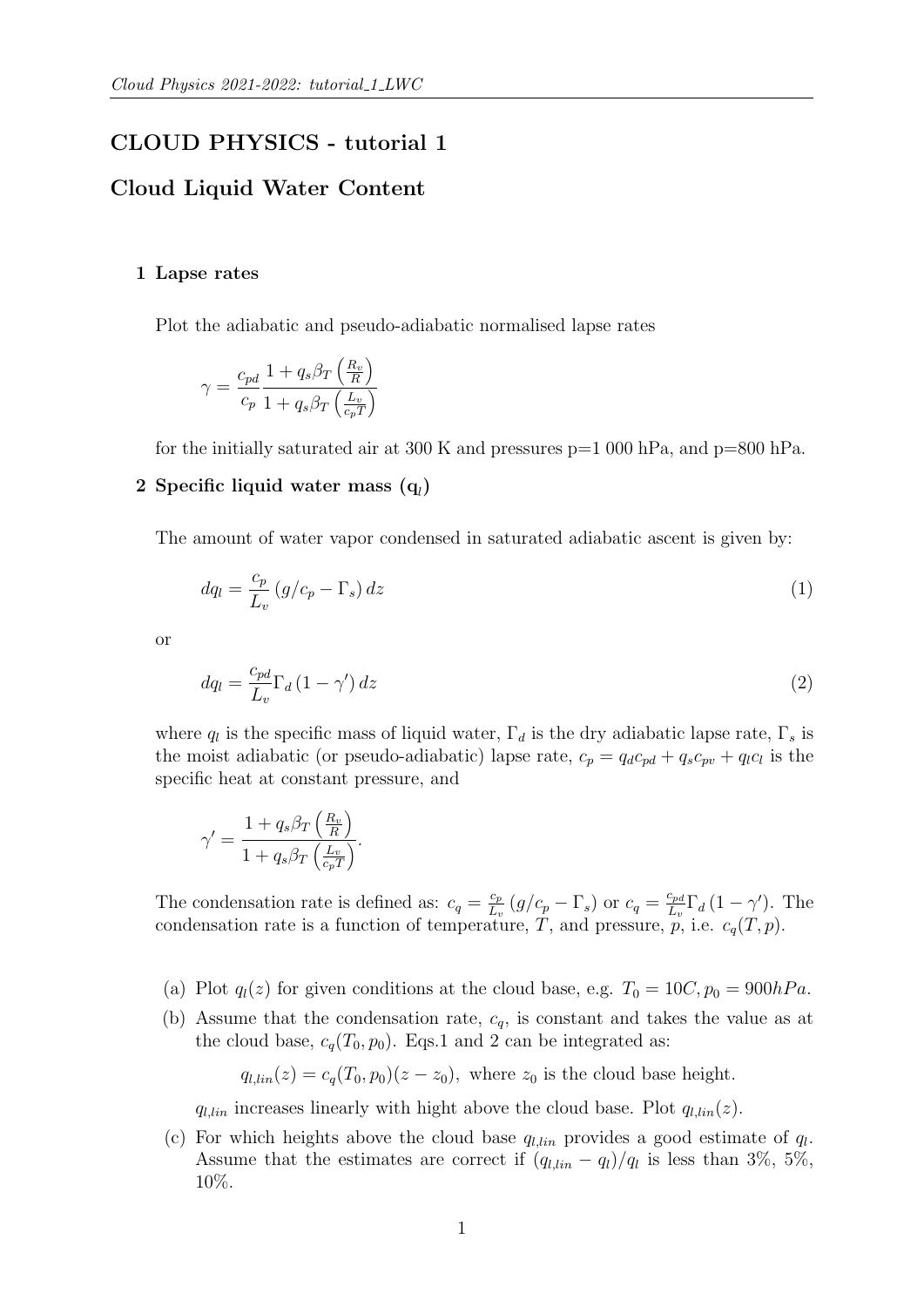# CLOUD PHYSICS - tutorial 1

## Cloud Liquid Water Content

### 1 Lapse rates

Plot the adiabatic and pseudo-adiabatic normalised lapse rates

$$\gamma = \frac{c_{pd}}{c_p} \frac{1 + q_s \beta_T \left(\frac{R_v}{R}\right)}{1 + q_s \beta_T \left(\frac{L_v}{c_p T}\right)}$$

for the initially saturated air at 300 K and pressures p=1 000 hPa, and p=800 hPa.

### 2 Specific liquid water mass ($q_l$)

The amount of water vapor condensed in saturated adiabatic ascent is given by:

$$dq_l = \frac{c_p}{L_v} \left(g/c_p - \Gamma_s\right) dz \tag{1}$$

or

$$dq_l = \frac{c_{pd}}{L_v} \Gamma_d \left(1 - \gamma'\right) dz \tag{2}$$

where $q_l$ is the specific mass of liquid water, $\Gamma_d$ is the dry adiabatic lapse rate, $\Gamma_s$ is the moist adiabatic (or pseudo-adiabatic) lapse rate, $c_p = q_d c_{pd} + q_s c_{pv} + q_l c_l$ is the specific heat at constant pressure, and

$$\gamma' = \frac{1 + q_s \beta_T \left(\frac{R_v}{R}\right)}{1 + q_s \beta_T \left(\frac{L_v}{c_p T}\right)}.$$

The condensation rate is defined as: $c_q = \frac{c_p}{L_v} \left(g/c_p - \Gamma_s\right)$ or $c_q = \frac{c_{pd}}{L_v} \Gamma_d \left(1 - \gamma'\right)$. The condensation rate is a function of temperature, $T$, and pressure, $p$, i.e. $c_q(T, p)$.

(a) Plot $q_l(z)$ for given conditions at the cloud base, e.g. $T_0 = 10C, p_0 = 900hPa$.

(b) Assume that the condensation rate, $c_q$, is constant and takes the value as at the cloud base, $c_q(T_0, p_0)$. Eqs.1 and 2 can be integrated as:

$$q_{l,lin}(z) = c_q(T_0, p_0)(z - z_0), \text{ where } z_0 \text{ is the cloud base height.}$$

$q_{l,lin}$ increases linearly with hight above the cloud base. Plot $q_{l,lin}(z)$.

(c) For which heights above the cloud base $q_{l,lin}$ provides a good estimate of $q_l$. Assume that the estimates are correct if $(q_{l,lin} - q_l)/q_l$ is less than 3%, 5%, 10%.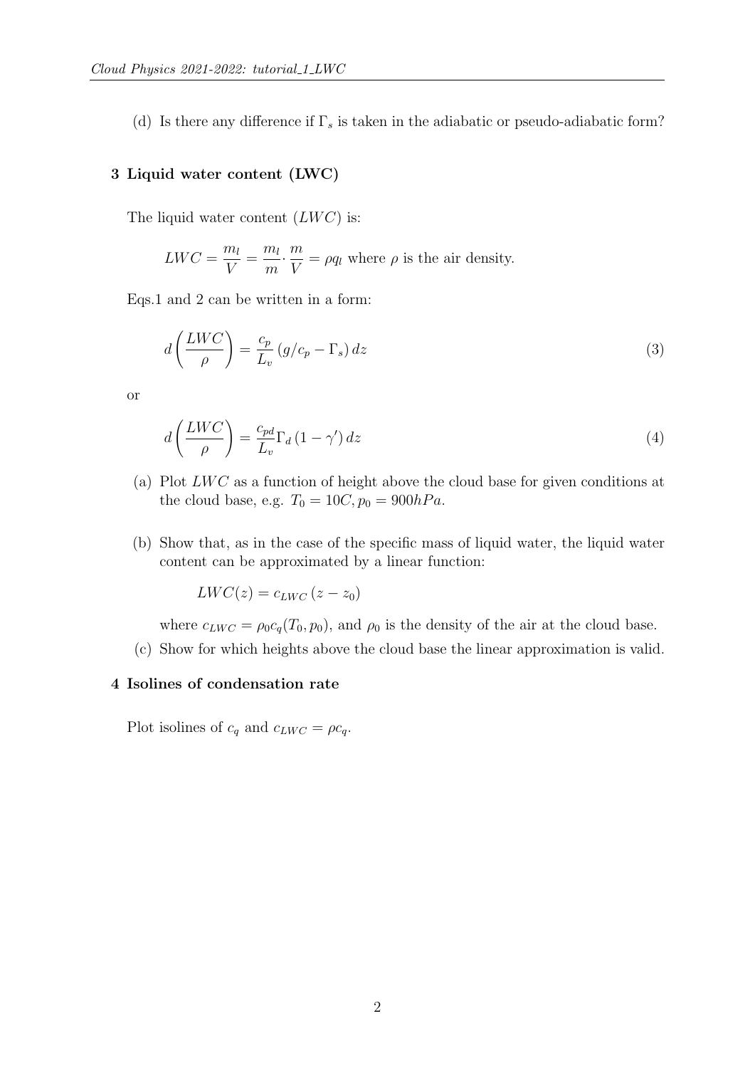(d) Is there any difference if $\Gamma_s$ is taken in the adiabatic or pseudo-adiabatic form?

## 3 Liquid water content (LWC)

The liquid water content ($LWC$) is:

$$LWC = \frac{m_l}{V} = \frac{m_l}{m} \cdot \frac{m}{V} = \rho q_l \text{ where } \rho \text{ is the air density.}$$

Eqs.1 and 2 can be written in a form:

$$d\left(\frac{LWC}{\rho}\right) = \frac{c_p}{L_v}\left(g/c_p - \Gamma_s\right) dz \tag{3}$$

or

$$d\left(\frac{LWC}{\rho}\right) = \frac{c_{pd}}{L_v}\Gamma_d\left(1 - \gamma'\right) dz \tag{4}$$

(a) Plot $LWC$ as a function of height above the cloud base for given conditions at the cloud base, e.g. $T_0 = 10C, p_0 = 900hPa$.

(b) Show that, as in the case of the specific mass of liquid water, the liquid water content can be approximated by a linear function:

$$LWC(z) = c_{LWC}\left(z - z_0\right)$$

where $c_{LWC} = \rho_0 c_q(T_0, p_0)$, and $\rho_0$ is the density of the air at the cloud base.

(c) Show for which heights above the cloud base the linear approximation is valid.

## 4 Isolines of condensation rate

Plot isolines of $c_q$ and $c_{LWC} = \rho c_q$.